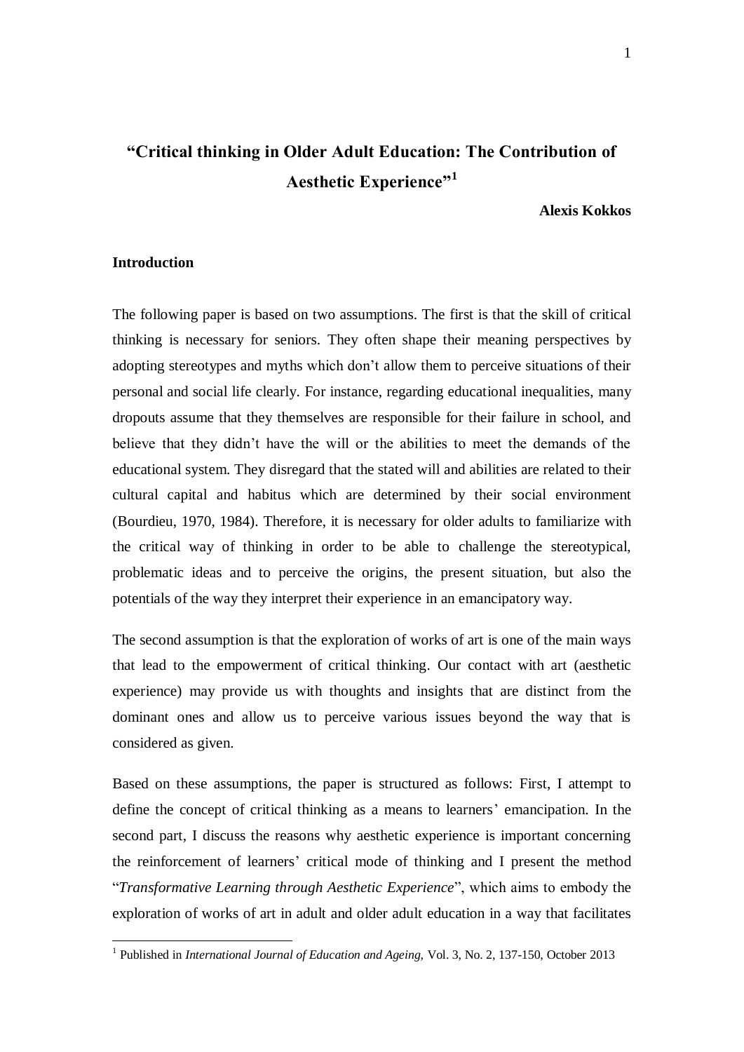# "Critical thinking in Older Adult Education: The Contribution of Aesthetic Experience"[1]

**Alexis Kokkos**

## Introduction

The following paper is based on two assumptions. The first is that the skill of critical thinking is necessary for seniors. They often shape their meaning perspectives by adopting stereotypes and myths which don't allow them to perceive situations of their personal and social life clearly. For instance, regarding educational inequalities, many dropouts assume that they themselves are responsible for their failure in school, and believe that they didn't have the will or the abilities to meet the demands of the educational system. They disregard that the stated will and abilities are related to their cultural capital and habitus which are determined by their social environment (Bourdieu, 1970, 1984). Therefore, it is necessary for older adults to familiarize with the critical way of thinking in order to be able to challenge the stereotypical, problematic ideas and to perceive the origins, the present situation, but also the potentials of the way they interpret their experience in an emancipatory way.

The second assumption is that the exploration of works of art is one of the main ways that lead to the empowerment of critical thinking. Our contact with art (aesthetic experience) may provide us with thoughts and insights that are distinct from the dominant ones and allow us to perceive various issues beyond the way that is considered as given.

Based on these assumptions, the paper is structured as follows: First, I attempt to define the concept of critical thinking as a means to learners' emancipation. In the second part, I discuss the reasons why aesthetic experience is important concerning the reinforcement of learners' critical mode of thinking and I present the method "*Transformative Learning through Aesthetic Experience*", which aims to embody the exploration of works of art in adult and older adult education in a way that facilitates

---

[1] Published in *International Journal of Education and Ageing,* Vol. 3, No. 2, 137-150, October 2013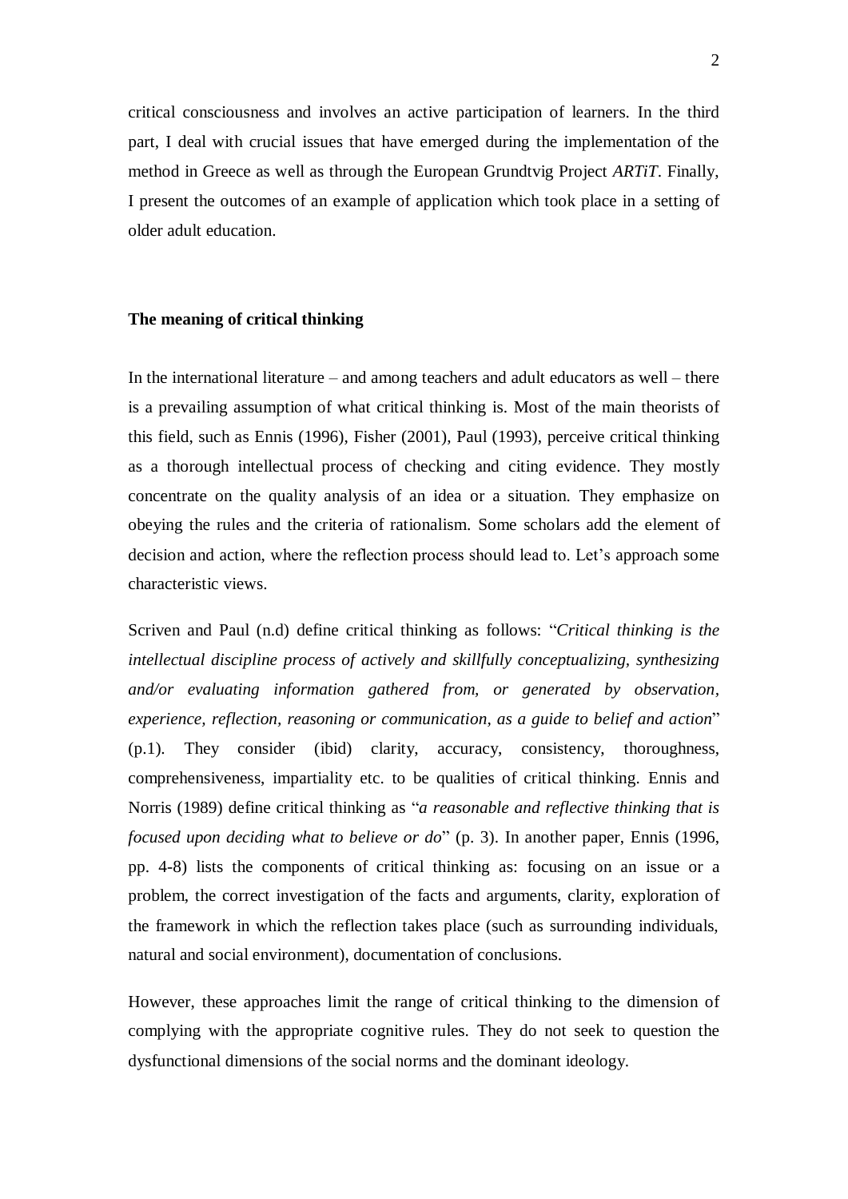critical consciousness and involves an active participation of learners. In the third part, I deal with crucial issues that have emerged during the implementation of the method in Greece as well as through the European Grundtvig Project *ARTiT*. Finally, I present the outcomes of an example of application which took place in a setting of older adult education.

## The meaning of critical thinking

In the international literature – and among teachers and adult educators as well – there is a prevailing assumption of what critical thinking is. Most of the main theorists of this field, such as Ennis (1996), Fisher (2001), Paul (1993), perceive critical thinking as a thorough intellectual process of checking and citing evidence. They mostly concentrate on the quality analysis of an idea or a situation. They emphasize on obeying the rules and the criteria of rationalism. Some scholars add the element of decision and action, where the reflection process should lead to. Let's approach some characteristic views.

Scriven and Paul (n.d) define critical thinking as follows: "*Critical thinking is the intellectual discipline process of actively and skillfully conceptualizing, synthesizing and/or evaluating information gathered from, or generated by observation, experience, reflection, reasoning or communication, as a guide to belief and action*" (p.1). They consider (ibid) clarity, accuracy, consistency, thoroughness, comprehensiveness, impartiality etc. to be qualities of critical thinking. Ennis and Norris (1989) define critical thinking as "*a reasonable and reflective thinking that is focused upon deciding what to believe or do*" (p. 3). In another paper, Ennis (1996, pp. 4-8) lists the components of critical thinking as: focusing on an issue or a problem, the correct investigation of the facts and arguments, clarity, exploration of the framework in which the reflection takes place (such as surrounding individuals, natural and social environment), documentation of conclusions.

However, these approaches limit the range of critical thinking to the dimension of complying with the appropriate cognitive rules. They do not seek to question the dysfunctional dimensions of the social norms and the dominant ideology.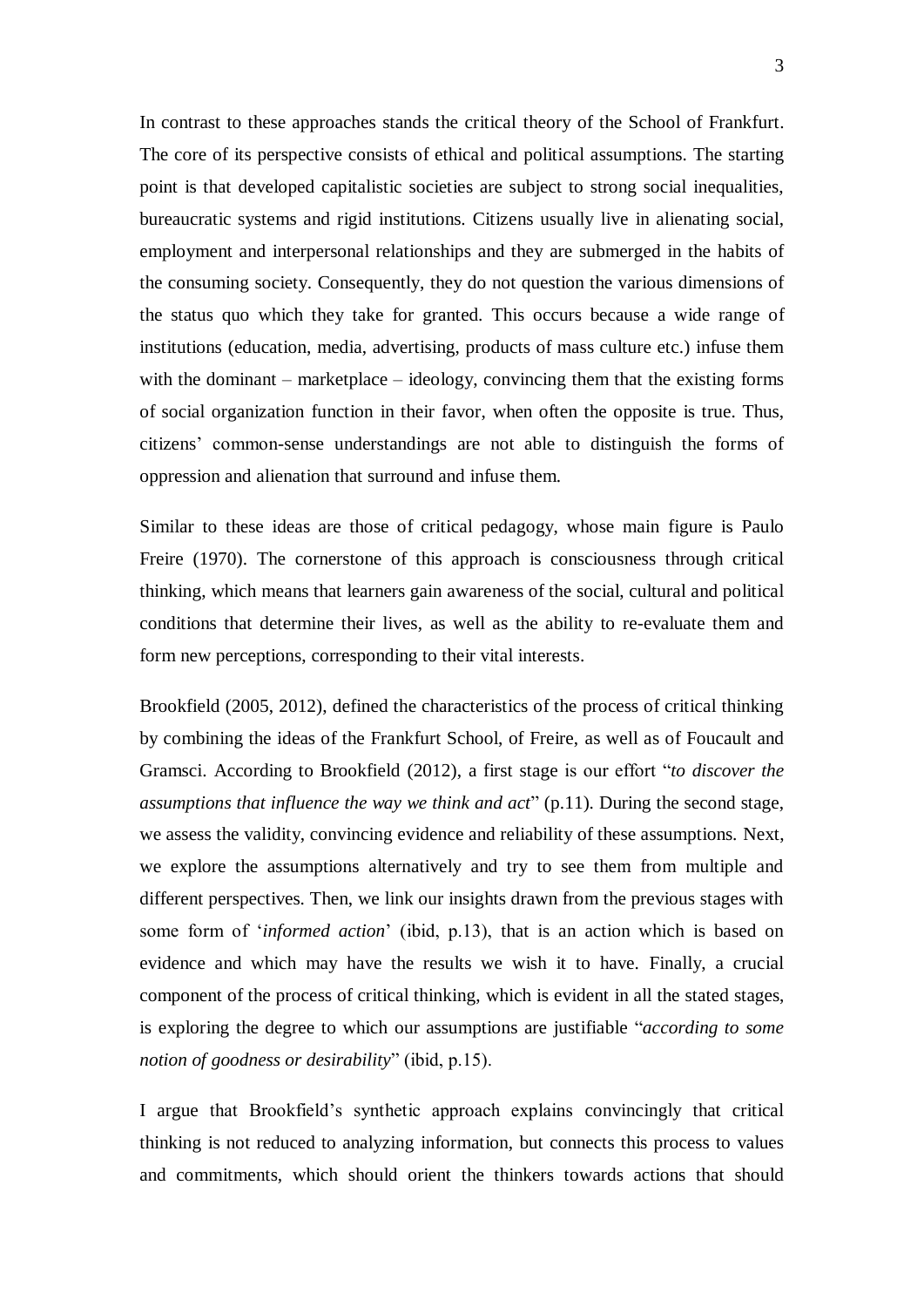In contrast to these approaches stands the critical theory of the School of Frankfurt. The core of its perspective consists of ethical and political assumptions. The starting point is that developed capitalistic societies are subject to strong social inequalities, bureaucratic systems and rigid institutions. Citizens usually live in alienating social, employment and interpersonal relationships and they are submerged in the habits of the consuming society. Consequently, they do not question the various dimensions of the status quo which they take for granted. This occurs because a wide range of institutions (education, media, advertising, products of mass culture etc.) infuse them with the dominant – marketplace – ideology, convincing them that the existing forms of social organization function in their favor, when often the opposite is true. Thus, citizens' common-sense understandings are not able to distinguish the forms of oppression and alienation that surround and infuse them.

Similar to these ideas are those of critical pedagogy, whose main figure is Paulo Freire (1970). The cornerstone of this approach is consciousness through critical thinking, which means that learners gain awareness of the social, cultural and political conditions that determine their lives, as well as the ability to re-evaluate them and form new perceptions, corresponding to their vital interests.

Brookfield (2005, 2012), defined the characteristics of the process of critical thinking by combining the ideas of the Frankfurt School, of Freire, as well as of Foucault and Gramsci. According to Brookfield (2012), a first stage is our effort "*to discover the assumptions that influence the way we think and act*" (p.11). During the second stage, we assess the validity, convincing evidence and reliability of these assumptions. Next, we explore the assumptions alternatively and try to see them from multiple and different perspectives. Then, we link our insights drawn from the previous stages with some form of '*informed action*' (ibid, p.13), that is an action which is based on evidence and which may have the results we wish it to have. Finally, a crucial component of the process of critical thinking, which is evident in all the stated stages, is exploring the degree to which our assumptions are justifiable "*according to some notion of goodness or desirability*" (ibid, p.15).

I argue that Brookfield's synthetic approach explains convincingly that critical thinking is not reduced to analyzing information, but connects this process to values and commitments, which should orient the thinkers towards actions that should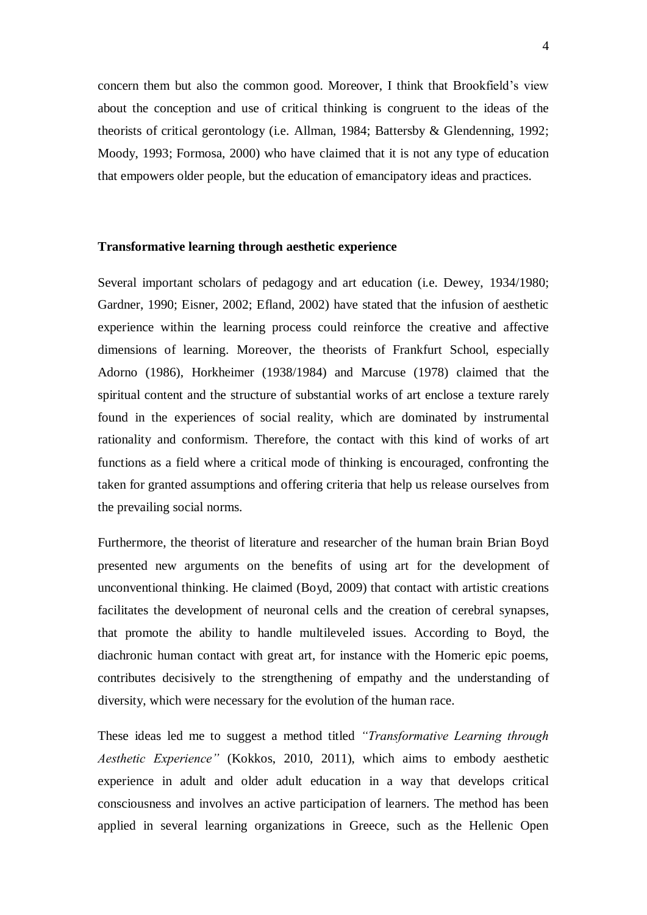concern them but also the common good. Moreover, I think that Brookfield's view about the conception and use of critical thinking is congruent to the ideas of the theorists of critical gerontology (i.e. Allman, 1984; Battersby & Glendenning, 1992; Moody, 1993; Formosa, 2000) who have claimed that it is not any type of education that empowers older people, but the education of emancipatory ideas and practices.

### Transformative learning through aesthetic experience

Several important scholars of pedagogy and art education (i.e. Dewey, 1934/1980; Gardner, 1990; Eisner, 2002; Efland, 2002) have stated that the infusion of aesthetic experience within the learning process could reinforce the creative and affective dimensions of learning. Moreover, the theorists of Frankfurt School, especially Adorno (1986), Horkheimer (1938/1984) and Marcuse (1978) claimed that the spiritual content and the structure of substantial works of art enclose a texture rarely found in the experiences of social reality, which are dominated by instrumental rationality and conformism. Therefore, the contact with this kind of works of art functions as a field where a critical mode of thinking is encouraged, confronting the taken for granted assumptions and offering criteria that help us release ourselves from the prevailing social norms.

Furthermore, the theorist of literature and researcher of the human brain Brian Boyd presented new arguments on the benefits of using art for the development of unconventional thinking. He claimed (Boyd, 2009) that contact with artistic creations facilitates the development of neuronal cells and the creation of cerebral synapses, that promote the ability to handle multileveled issues. According to Boyd, the diachronic human contact with great art, for instance with the Homeric epic poems, contributes decisively to the strengthening of empathy and the understanding of diversity, which were necessary for the evolution of the human race.

These ideas led me to suggest a method titled *"Transformative Learning through Aesthetic Experience"* (Kokkos, 2010, 2011), which aims to embody aesthetic experience in adult and older adult education in a way that develops critical consciousness and involves an active participation of learners. The method has been applied in several learning organizations in Greece, such as the Hellenic Open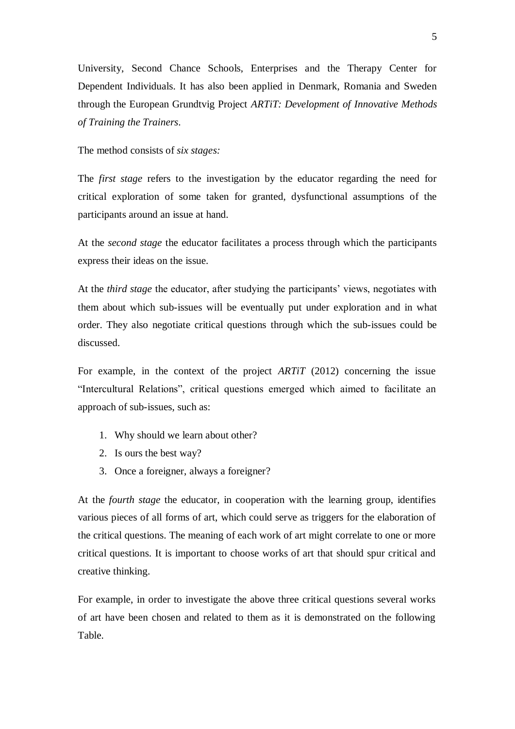University, Second Chance Schools, Enterprises and the Therapy Center for Dependent Individuals. It has also been applied in Denmark, Romania and Sweden through the European Grundtvig Project *ARTiT: Development of Innovative Methods of Training the Trainers*.

The method consists of *six stages:*

The *first stage* refers to the investigation by the educator regarding the need for critical exploration of some taken for granted, dysfunctional assumptions of the participants around an issue at hand.

At the *second stage* the educator facilitates a process through which the participants express their ideas on the issue.

At the *third stage* the educator, after studying the participants' views, negotiates with them about which sub-issues will be eventually put under exploration and in what order. They also negotiate critical questions through which the sub-issues could be discussed.

For example, in the context of the project *ARTiT* (2012) concerning the issue "Intercultural Relations", critical questions emerged which aimed to facilitate an approach of sub-issues, such as:

1. Why should we learn about other?
2. Is ours the best way?
3. Once a foreigner, always a foreigner?

At the *fourth stage* the educator, in cooperation with the learning group, identifies various pieces of all forms of art, which could serve as triggers for the elaboration of the critical questions. The meaning of each work of art might correlate to one or more critical questions. It is important to choose works of art that should spur critical and creative thinking.

For example, in order to investigate the above three critical questions several works of art have been chosen and related to them as it is demonstrated on the following Table.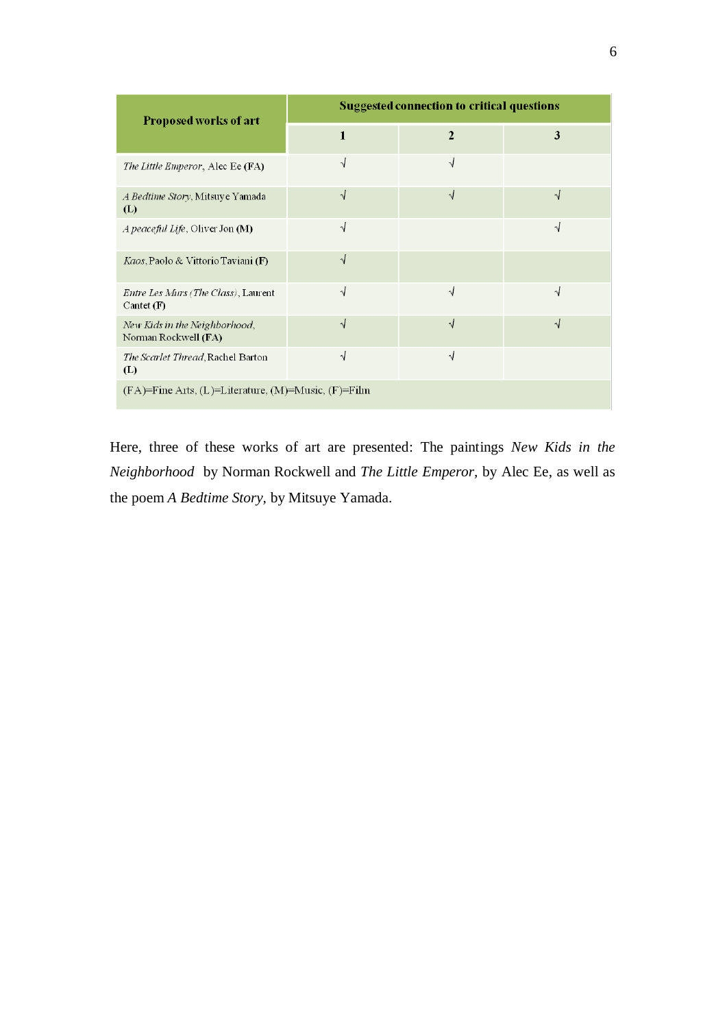| Proposed works of art | Suggested connection to critical questions | | |
|---|---|---|---|
| | 1 | 2 | 3 |
| *The Little Emperor*, Alec Ee **(FA)** | √ | √ | |
| *A Bedtime Story*, Mitsuye Yamada **(L)** | √ | √ | √ |
| *A peaceful Life*, Oliver Jon **(M)** | √ | | √ |
| *Kaos*, Paolo & Vittorio Taviani **(F)** | √ | | |
| *Entre Les Murs (The Class)*, Laurent Cantet **(F)** | √ | √ | √ |
| *New Kids in the Neighborhood*, Norman Rockwell **(FA)** | √ | √ | √ |
| *The Scarlet Thread*, Rachel Barton **(L)** | √ | √ | |
| (FA)=Fine Arts, (L)=Literature, (M)=Music, (F)=Film | | | |

Here, three of these works of art are presented: The paintings *New Kids in the Neighborhood* by Norman Rockwell and *The Little Emperor*, by Alec Ee, as well as the poem *A Bedtime Story*, by Mitsuye Yamada.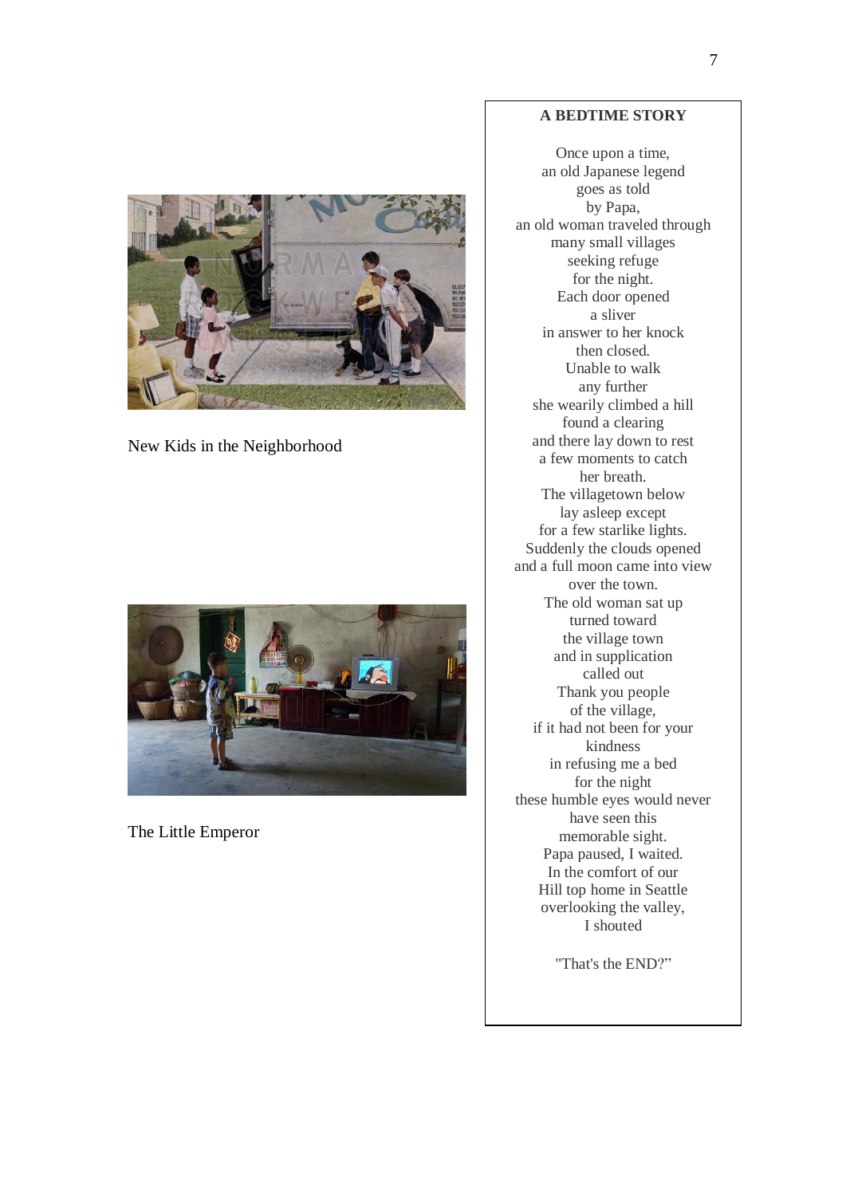New Kids in the Neighborhood

The Little Emperor

**A BEDTIME STORY**

Once upon a time,
an old Japanese legend
goes as told
by Papa,
an old woman traveled through
many small villages
seeking refuge
for the night.
Each door opened
a sliver
in answer to her knock
then closed.
Unable to walk
any further
she wearily climbed a hill
found a clearing
and there lay down to rest
a few moments to catch
her breath.
The villagetown below
lay asleep except
for a few starlike lights.
Suddenly the clouds opened
and a full moon came into view
over the town.
The old woman sat up
turned toward
the village town
and in supplication
called out
Thank you people
of the village,
if it had not been for your
kindness
in refusing me a bed
for the night
these humble eyes would never
have seen this
memorable sight.
Papa paused, I waited.
In the comfort of our
Hill top home in Seattle
overlooking the valley,
I shouted

"That's the END?"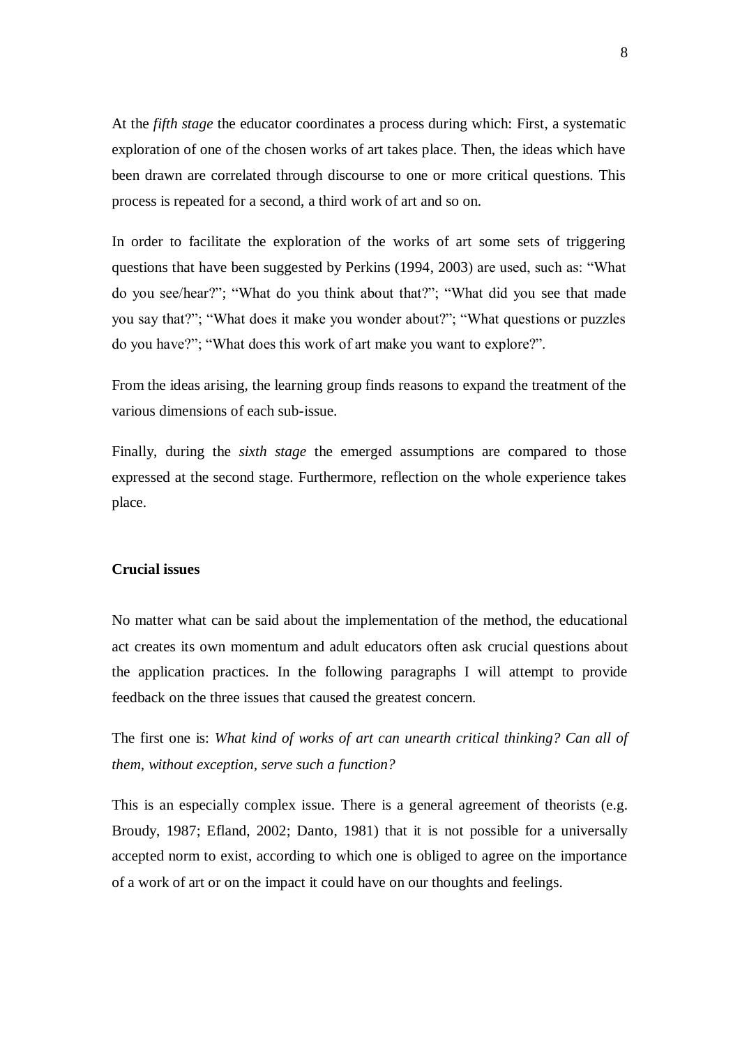At the *fifth stage* the educator coordinates a process during which: First, a systematic exploration of one of the chosen works of art takes place. Then, the ideas which have been drawn are correlated through discourse to one or more critical questions. This process is repeated for a second, a third work of art and so on.

In order to facilitate the exploration of the works of art some sets of triggering questions that have been suggested by Perkins (1994, 2003) are used, such as: "What do you see/hear?"; "What do you think about that?"; "What did you see that made you say that?"; "What does it make you wonder about?"; "What questions or puzzles do you have?"; "What does this work of art make you want to explore?".

From the ideas arising, the learning group finds reasons to expand the treatment of the various dimensions of each sub-issue.

Finally, during the *sixth stage* the emerged assumptions are compared to those expressed at the second stage. Furthermore, reflection on the whole experience takes place.

## Crucial issues

No matter what can be said about the implementation of the method, the educational act creates its own momentum and adult educators often ask crucial questions about the application practices. In the following paragraphs I will attempt to provide feedback on the three issues that caused the greatest concern.

The first one is: *What kind of works of art can unearth critical thinking? Can all of them, without exception, serve such a function?*

This is an especially complex issue. There is a general agreement of theorists (e.g. Broudy, 1987; Efland, 2002; Danto, 1981) that it is not possible for a universally accepted norm to exist, according to which one is obliged to agree on the importance of a work of art or on the impact it could have on our thoughts and feelings.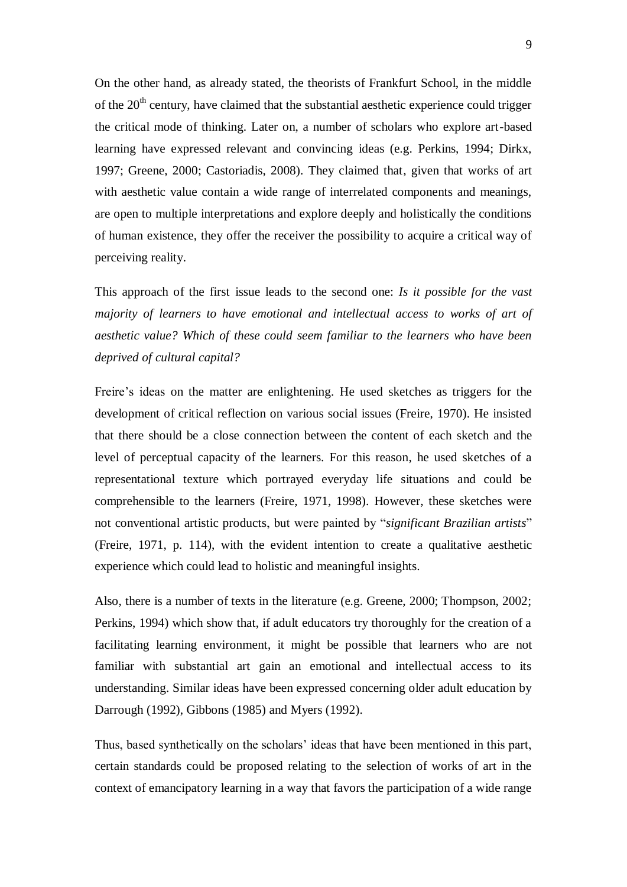On the other hand, as already stated, the theorists of Frankfurt School, in the middle of the 20th century, have claimed that the substantial aesthetic experience could trigger the critical mode of thinking. Later on, a number of scholars who explore art-based learning have expressed relevant and convincing ideas (e.g. Perkins, 1994; Dirkx, 1997; Greene, 2000; Castoriadis, 2008). They claimed that, given that works of art with aesthetic value contain a wide range of interrelated components and meanings, are open to multiple interpretations and explore deeply and holistically the conditions of human existence, they offer the receiver the possibility to acquire a critical way of perceiving reality.

This approach of the first issue leads to the second one: *Is it possible for the vast majority of learners to have emotional and intellectual access to works of art of aesthetic value? Which of these could seem familiar to the learners who have been deprived of cultural capital?*

Freire's ideas on the matter are enlightening. He used sketches as triggers for the development of critical reflection on various social issues (Freire, 1970). He insisted that there should be a close connection between the content of each sketch and the level of perceptual capacity of the learners. For this reason, he used sketches of a representational texture which portrayed everyday life situations and could be comprehensible to the learners (Freire, 1971, 1998). However, these sketches were not conventional artistic products, but were painted by "*significant Brazilian artists*" (Freire, 1971, p. 114), with the evident intention to create a qualitative aesthetic experience which could lead to holistic and meaningful insights.

Also, there is a number of texts in the literature (e.g. Greene, 2000; Thompson, 2002; Perkins, 1994) which show that, if adult educators try thoroughly for the creation of a facilitating learning environment, it might be possible that learners who are not familiar with substantial art gain an emotional and intellectual access to its understanding. Similar ideas have been expressed concerning older adult education by Darrough (1992), Gibbons (1985) and Myers (1992).

Thus, based synthetically on the scholars' ideas that have been mentioned in this part, certain standards could be proposed relating to the selection of works of art in the context of emancipatory learning in a way that favors the participation of a wide range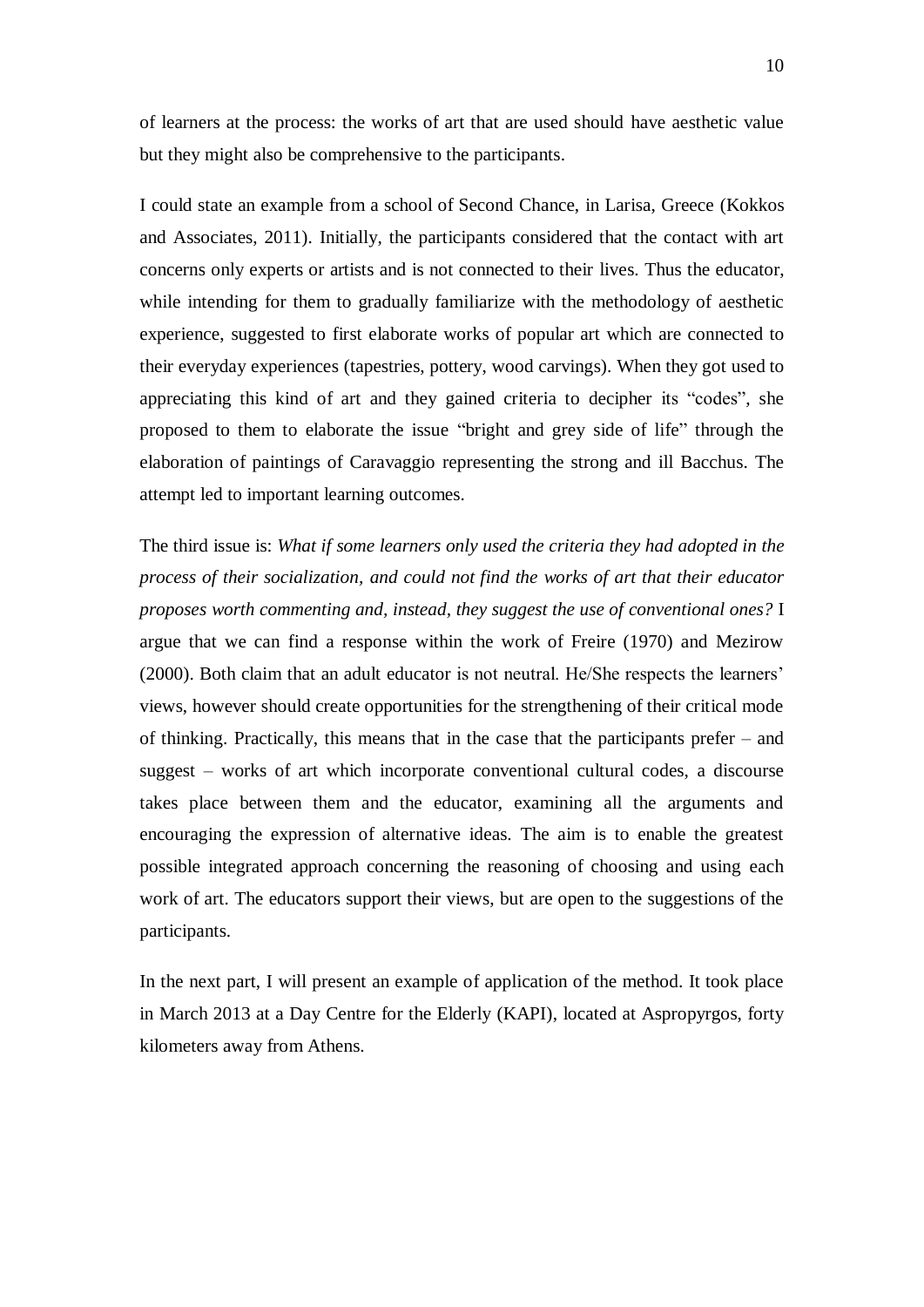of learners at the process: the works of art that are used should have aesthetic value but they might also be comprehensive to the participants.

I could state an example from a school of Second Chance, in Larisa, Greece (Kokkos and Associates, 2011). Initially, the participants considered that the contact with art concerns only experts or artists and is not connected to their lives. Thus the educator, while intending for them to gradually familiarize with the methodology of aesthetic experience, suggested to first elaborate works of popular art which are connected to their everyday experiences (tapestries, pottery, wood carvings). When they got used to appreciating this kind of art and they gained criteria to decipher its "codes", she proposed to them to elaborate the issue "bright and grey side of life" through the elaboration of paintings of Caravaggio representing the strong and ill Bacchus. The attempt led to important learning outcomes.

The third issue is: *What if some learners only used the criteria they had adopted in the process of their socialization, and could not find the works of art that their educator proposes worth commenting and, instead, they suggest the use of conventional ones?* I argue that we can find a response within the work of Freire (1970) and Mezirow (2000). Both claim that an adult educator is not neutral. He/She respects the learners' views, however should create opportunities for the strengthening of their critical mode of thinking. Practically, this means that in the case that the participants prefer – and suggest – works of art which incorporate conventional cultural codes, a discourse takes place between them and the educator, examining all the arguments and encouraging the expression of alternative ideas. The aim is to enable the greatest possible integrated approach concerning the reasoning of choosing and using each work of art. The educators support their views, but are open to the suggestions of the participants.

In the next part, I will present an example of application of the method. It took place in March 2013 at a Day Centre for the Elderly (KAPI), located at Aspropyrgos, forty kilometers away from Athens.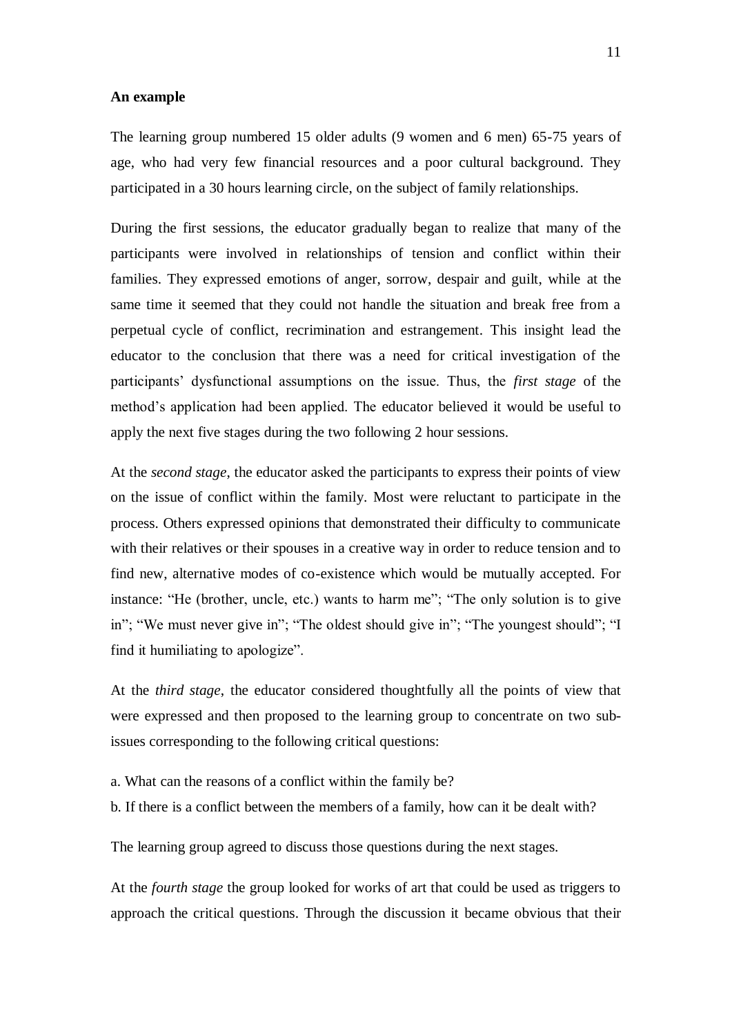**An example**

The learning group numbered 15 older adults (9 women and 6 men) 65-75 years of age, who had very few financial resources and a poor cultural background. They participated in a 30 hours learning circle, on the subject of family relationships.

During the first sessions, the educator gradually began to realize that many of the participants were involved in relationships of tension and conflict within their families. They expressed emotions of anger, sorrow, despair and guilt, while at the same time it seemed that they could not handle the situation and break free from a perpetual cycle of conflict, recrimination and estrangement. This insight lead the educator to the conclusion that there was a need for critical investigation of the participants' dysfunctional assumptions on the issue. Thus, the *first stage* of the method's application had been applied. The educator believed it would be useful to apply the next five stages during the two following 2 hour sessions.

At the *second stage*, the educator asked the participants to express their points of view on the issue of conflict within the family. Most were reluctant to participate in the process. Others expressed opinions that demonstrated their difficulty to communicate with their relatives or their spouses in a creative way in order to reduce tension and to find new, alternative modes of co-existence which would be mutually accepted. For instance: "He (brother, uncle, etc.) wants to harm me"; "The only solution is to give in"; "We must never give in"; "The oldest should give in"; "The youngest should"; "I find it humiliating to apologize".

At the *third stage*, the educator considered thoughtfully all the points of view that were expressed and then proposed to the learning group to concentrate on two sub-issues corresponding to the following critical questions:

a. What can the reasons of a conflict within the family be?
b. If there is a conflict between the members of a family, how can it be dealt with?

The learning group agreed to discuss those questions during the next stages.

At the *fourth stage* the group looked for works of art that could be used as triggers to approach the critical questions. Through the discussion it became obvious that their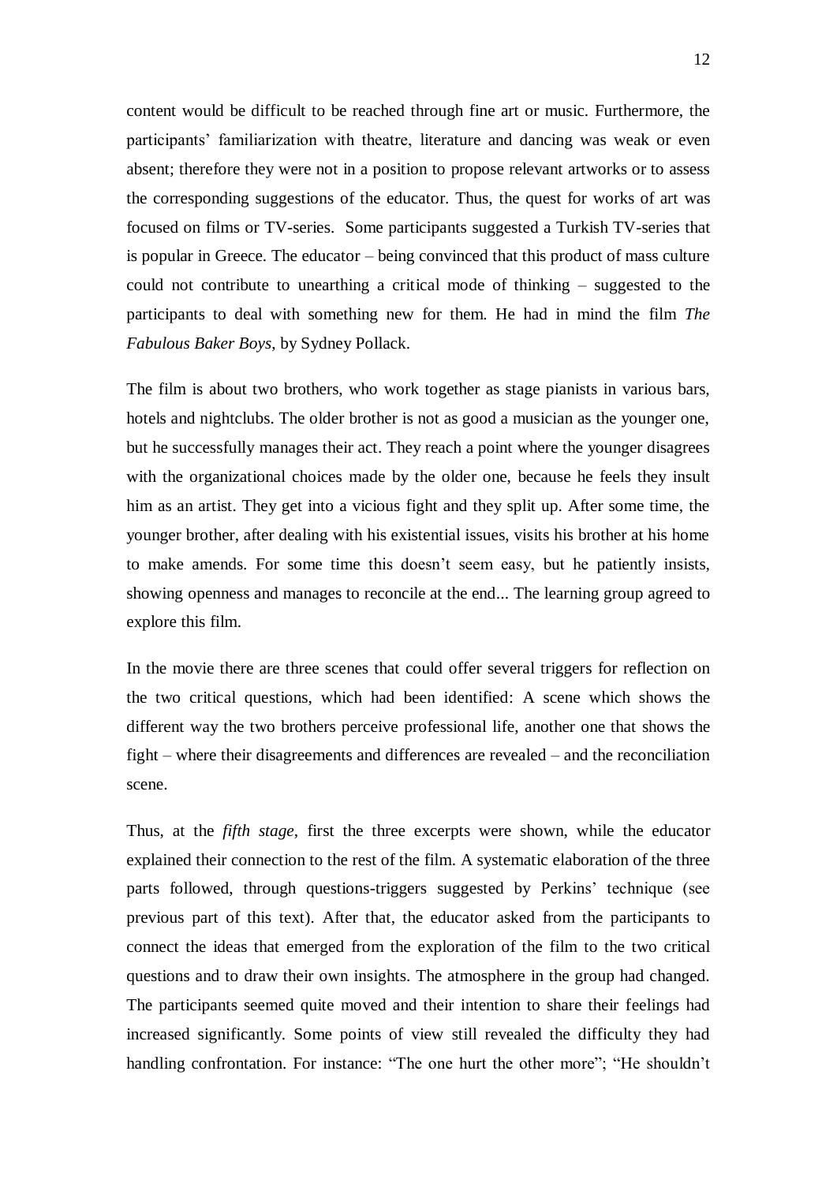content would be difficult to be reached through fine art or music. Furthermore, the participants' familiarization with theatre, literature and dancing was weak or even absent; therefore they were not in a position to propose relevant artworks or to assess the corresponding suggestions of the educator. Thus, the quest for works of art was focused on films or TV-series. Some participants suggested a Turkish TV-series that is popular in Greece. The educator – being convinced that this product of mass culture could not contribute to unearthing a critical mode of thinking – suggested to the participants to deal with something new for them. He had in mind the film *The Fabulous Baker Boys*, by Sydney Pollack.

The film is about two brothers, who work together as stage pianists in various bars, hotels and nightclubs. The older brother is not as good a musician as the younger one, but he successfully manages their act. They reach a point where the younger disagrees with the organizational choices made by the older one, because he feels they insult him as an artist. They get into a vicious fight and they split up. After some time, the younger brother, after dealing with his existential issues, visits his brother at his home to make amends. For some time this doesn't seem easy, but he patiently insists, showing openness and manages to reconcile at the end... The learning group agreed to explore this film.

In the movie there are three scenes that could offer several triggers for reflection on the two critical questions, which had been identified: A scene which shows the different way the two brothers perceive professional life, another one that shows the fight – where their disagreements and differences are revealed – and the reconciliation scene.

Thus, at the *fifth stage*, first the three excerpts were shown, while the educator explained their connection to the rest of the film. A systematic elaboration of the three parts followed, through questions-triggers suggested by Perkins' technique (see previous part of this text). After that, the educator asked from the participants to connect the ideas that emerged from the exploration of the film to the two critical questions and to draw their own insights. The atmosphere in the group had changed. The participants seemed quite moved and their intention to share their feelings had increased significantly. Some points of view still revealed the difficulty they had handling confrontation. For instance: "The one hurt the other more"; "He shouldn't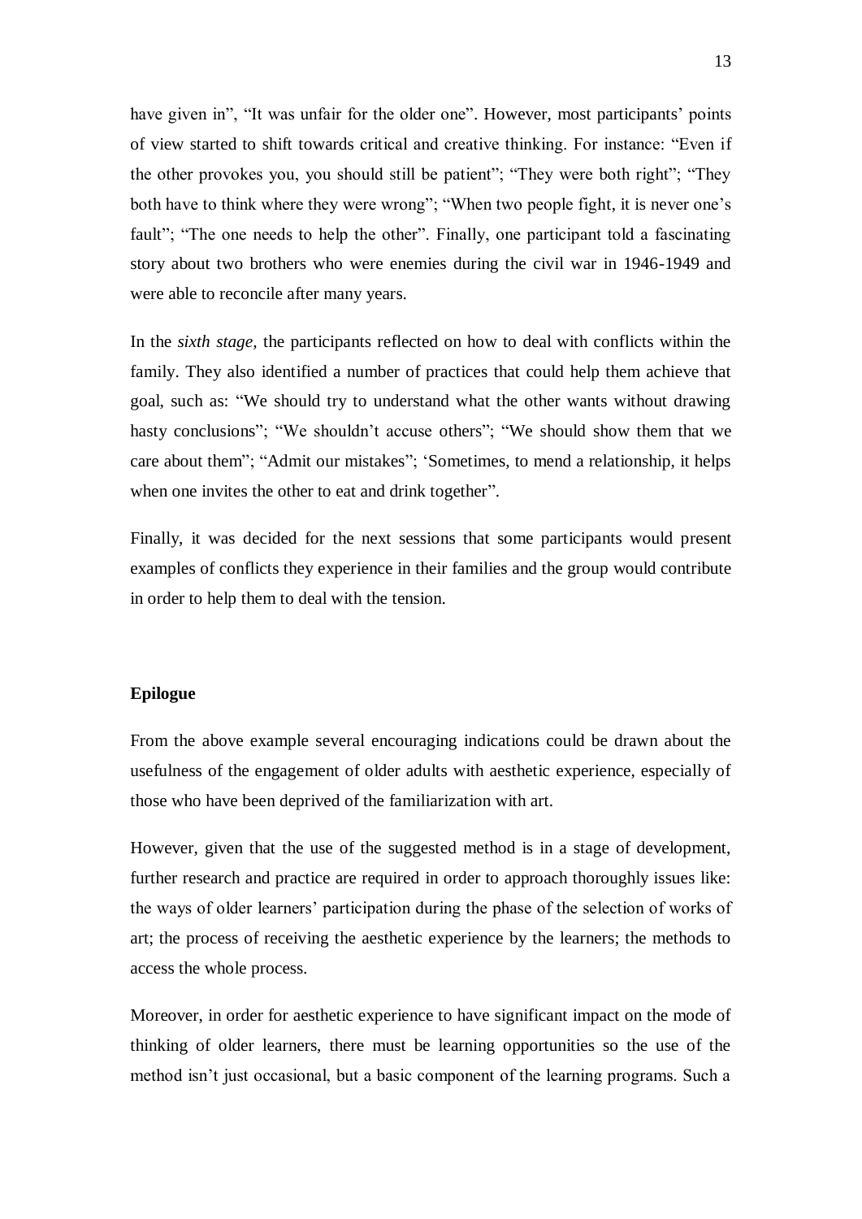have given in", "It was unfair for the older one". However, most participants' points of view started to shift towards critical and creative thinking. For instance: "Even if the other provokes you, you should still be patient"; "They were both right"; "They both have to think where they were wrong"; "When two people fight, it is never one's fault"; "The one needs to help the other". Finally, one participant told a fascinating story about two brothers who were enemies during the civil war in 1946-1949 and were able to reconcile after many years.

In the *sixth stage,* the participants reflected on how to deal with conflicts within the family. They also identified a number of practices that could help them achieve that goal, such as: "We should try to understand what the other wants without drawing hasty conclusions"; "We shouldn't accuse others"; "We should show them that we care about them"; "Admit our mistakes"; 'Sometimes, to mend a relationship, it helps when one invites the other to eat and drink together".

Finally, it was decided for the next sessions that some participants would present examples of conflicts they experience in their families and the group would contribute in order to help them to deal with the tension.

**Epilogue**

From the above example several encouraging indications could be drawn about the usefulness of the engagement of older adults with aesthetic experience, especially of those who have been deprived of the familiarization with art.

However, given that the use of the suggested method is in a stage of development, further research and practice are required in order to approach thoroughly issues like: the ways of older learners' participation during the phase of the selection of works of art; the process of receiving the aesthetic experience by the learners; the methods to access the whole process.

Moreover, in order for aesthetic experience to have significant impact on the mode of thinking of older learners, there must be learning opportunities so the use of the method isn't just occasional, but a basic component of the learning programs. Such a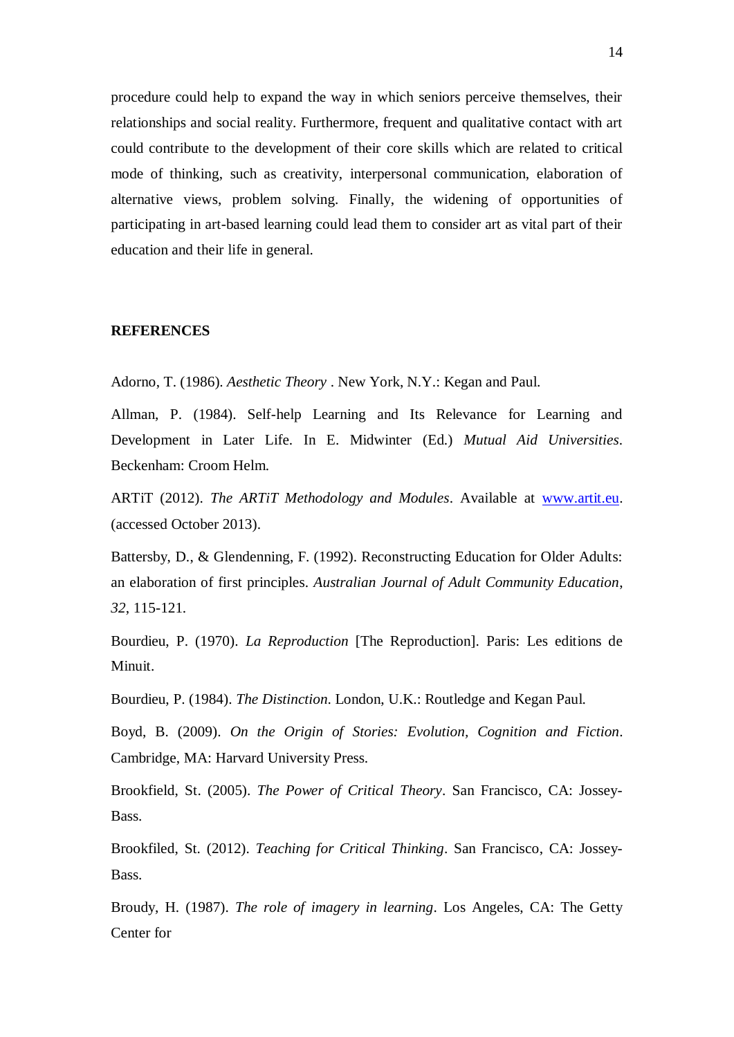procedure could help to expand the way in which seniors perceive themselves, their relationships and social reality. Furthermore, frequent and qualitative contact with art could contribute to the development of their core skills which are related to critical mode of thinking, such as creativity, interpersonal communication, elaboration of alternative views, problem solving. Finally, the widening of opportunities of participating in art-based learning could lead them to consider art as vital part of their education and their life in general.

## REFERENCES

Adorno, T. (1986). *Aesthetic Theory* . New York, N.Y.: Kegan and Paul.

Allman, P. (1984). Self-help Learning and Its Relevance for Learning and Development in Later Life. In E. Midwinter (Ed.) *Mutual Aid Universities*. Beckenham: Croom Helm.

ARTiT (2012). *The ARTiT Methodology and Modules*. Available at [www.artit.eu](www.artit.eu). (accessed October 2013).

Battersby, D., & Glendenning, F. (1992). Reconstructing Education for Older Adults: an elaboration of first principles. *Australian Journal of Adult Community Education*, *32*, 115-121.

Bourdieu, P. (1970). *La Reproduction* [The Reproduction]. Paris: Les editions de Minuit.

Bourdieu, P. (1984). *The Distinction*. London, U.K.: Routledge and Kegan Paul.

Boyd, B. (2009). *On the Origin of Stories: Evolution, Cognition and Fiction*. Cambridge, MA: Harvard University Press.

Brookfield, St. (2005). *The Power of Critical Theory*. San Francisco, CA: Jossey-Bass.

Brookfiled, St. (2012). *Teaching for Critical Thinking*. San Francisco, CA: Jossey-Bass.

Broudy, H. (1987). *The role of imagery in learning*. Los Angeles, CA: The Getty Center for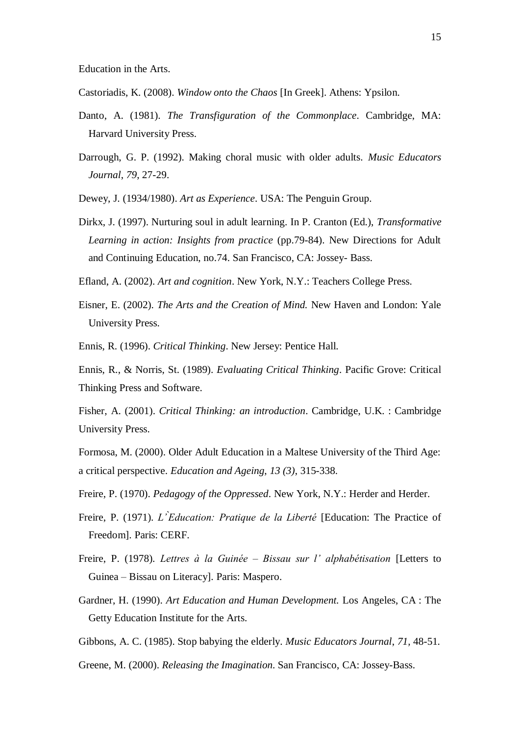Education in the Arts.

Castoriadis, K. (2008). *Window onto the Chaos* [In Greek]. Athens: Ypsilon.

Danto, A. (1981). *The Transfiguration of the Commonplace*. Cambridge, MA: Harvard University Press.

Darrough, G. P. (1992). Making choral music with older adults. *Music Educators Journal*, *79*, 27-29.

Dewey, J. (1934/1980). *Art as Experience*. USA: The Penguin Group.

Dirkx, J. (1997). Nurturing soul in adult learning. In P. Cranton (Ed.), *Transformative Learning in action: Insights from practice* (pp.79-84). New Directions for Adult and Continuing Education, no.74. San Francisco, CA: Jossey- Bass.

Efland, A. (2002). *Art and cognition*. New York, N.Y.: Teachers College Press.

Eisner, E. (2002). *The Arts and the Creation of Mind.* New Haven and London: Yale University Press.

Ennis, R. (1996). *Critical Thinking*. New Jersey: Pentice Hall.

Ennis, R., & Norris, St. (1989). *Evaluating Critical Thinking*. Pacific Grove: Critical Thinking Press and Software.

Fisher, A. (2001). *Critical Thinking: an introduction*. Cambridge, U.K. : Cambridge University Press.

Formosa, M. (2000). Older Adult Education in a Maltese University of the Third Age: a critical perspective. *Education and Ageing, 13 (3)*, 315-338.

Freire, P. (1970). *Pedagogy of the Oppressed*. New York, N.Y.: Herder and Herder.

Freire, P. (1971). *L'̀Education: Pratique de la Liberté* [Education: The Practice of Freedom]. Paris: CERF.

Freire, P. (1978). *Lettres à la Guinée – Bissau sur l' alphabétisation* [Letters to Guinea – Bissau on Literacy]. Paris: Maspero.

Gardner, H. (1990). *Art Education and Human Development.* Los Angeles, CA : The Getty Education Institute for the Arts.

Gibbons, A. C. (1985). Stop babying the elderly. *Music Educators Journal*, *71*, 48-51.

Greene, M. (2000). *Releasing the Imagination*. San Francisco, CA: Jossey-Bass.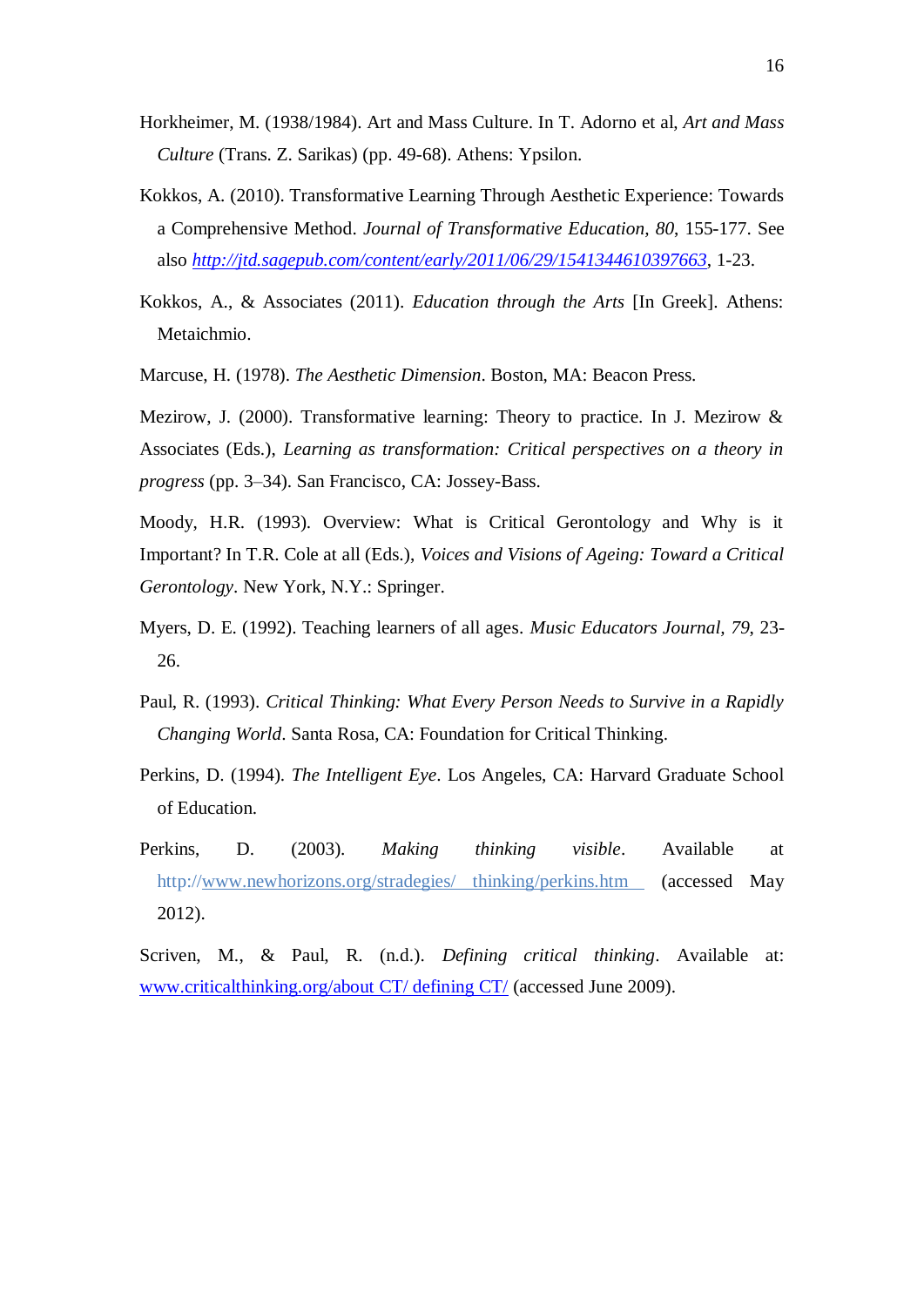Horkheimer, M. (1938/1984). Art and Mass Culture. In T. Adorno et al, *Art and Mass Culture* (Trans. Z. Sarikas) (pp. 49-68). Athens: Ypsilon.

Kokkos, A. (2010). Transformative Learning Through Aesthetic Experience: Towards a Comprehensive Method. *Journal of Transformative Education, 80*, 155-177. See also *http://jtd.sagepub.com/content/early/2011/06/29/1541344610397663*, 1-23.

Kokkos, A., & Associates (2011). *Education through the Arts* [In Greek]. Athens: Metaichmio.

Marcuse, H. (1978). *The Aesthetic Dimension*. Boston, MA: Beacon Press.

Mezirow, J. (2000). Transformative learning: Theory to practice. In J. Mezirow & Associates (Eds.), *Learning as transformation: Critical perspectives on a theory in progress* (pp. 3–34). San Francisco, CA: Jossey-Bass.

Moody, H.R. (1993). Overview: What is Critical Gerontology and Why is it Important? In T.R. Cole at all (Eds.), *Voices and Visions of Ageing: Toward a Critical Gerontology*. New York, N.Y.: Springer.

Myers, D. E. (1992). Teaching learners of all ages. *Music Educators Journal, 79*, 23-26.

Paul, R. (1993). *Critical Thinking: What Every Person Needs to Survive in a Rapidly Changing World*. Santa Rosa, CA: Foundation for Critical Thinking.

Perkins, D. (1994). *The Intelligent Eye*. Los Angeles, CA: Harvard Graduate School of Education.

Perkins, D. (2003). *Making thinking visible*. Available at http://www.newhorizons.org/stradegies/ thinking/perkins.htm (accessed May 2012).

Scriven, M., & Paul, R. (n.d.). *Defining critical thinking*. Available at: www.criticalthinking.org/about CT/ defining CT/ (accessed June 2009).